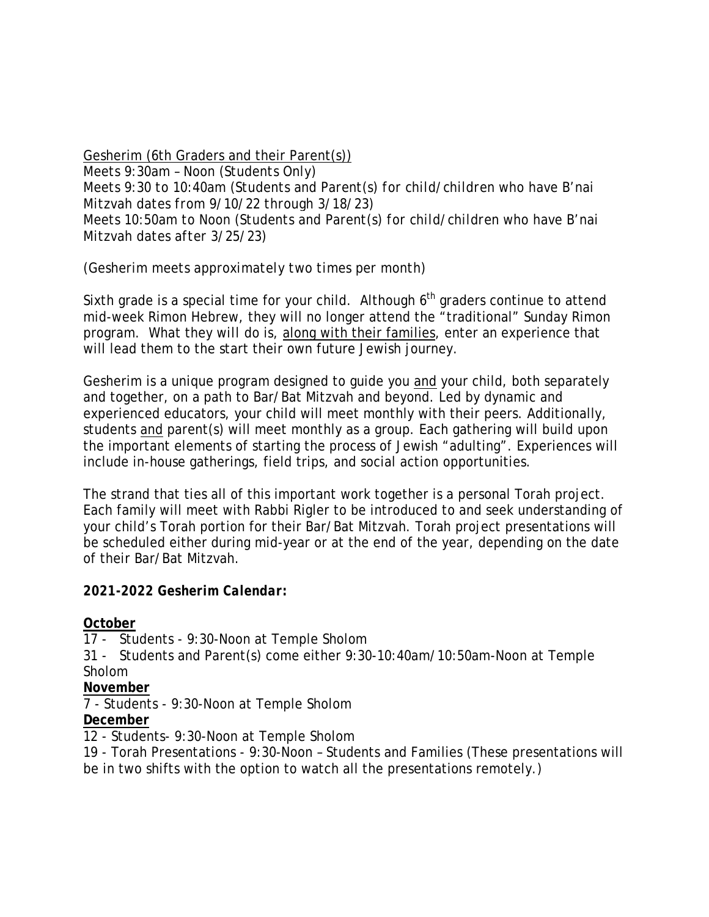Gesherim (6th Graders and their Parent(s))
Meets 9:30am – Noon (Students Only)
Meets 9:30 to 10:40am (Students and Parent(s) for child/children who have B'nai Mitzvah dates from 9/10/22 through 3/18/23)
Meets 10:50am to Noon (Students and Parent(s) for child/children who have B'nai Mitzvah dates after 3/25/23)

(Gesherim meets approximately two times per month)

Sixth grade is a special time for your child. Although 6th graders continue to attend mid-week Rimon Hebrew, they will no longer attend the "traditional" Sunday Rimon program. What they will do is, along with their families, enter an experience that will lead them to the start their own future Jewish journey.

Gesherim is a unique program designed to guide you and your child, both separately and together, on a path to Bar/Bat Mitzvah and beyond. Led by dynamic and experienced educators, your child will meet monthly with their peers. Additionally, students and parent(s) will meet monthly as a group. Each gathering will build upon the important elements of starting the process of Jewish "adulting". Experiences will include in-house gatherings, field trips, and social action opportunities.

The strand that ties all of this important work together is a personal Torah project. Each family will meet with Rabbi Rigler to be introduced to and seek understanding of your child's Torah portion for their Bar/Bat Mitzvah. Torah project presentations will be scheduled either during mid-year or at the end of the year, depending on the date of their Bar/Bat Mitzvah.

***2021-2022 Gesherim Calendar:***

**October**

17 - Students - 9:30-Noon at Temple Sholom

31 - Students and Parent(s) come either 9:30-10:40am/10:50am-Noon at Temple Sholom

**November**

7 - Students - 9:30-Noon at Temple Sholom

**December**

12 - Students- 9:30-Noon at Temple Sholom

19 - Torah Presentations - 9:30-Noon – Students and Families (These presentations will be in two shifts with the option to watch all the presentations remotely.)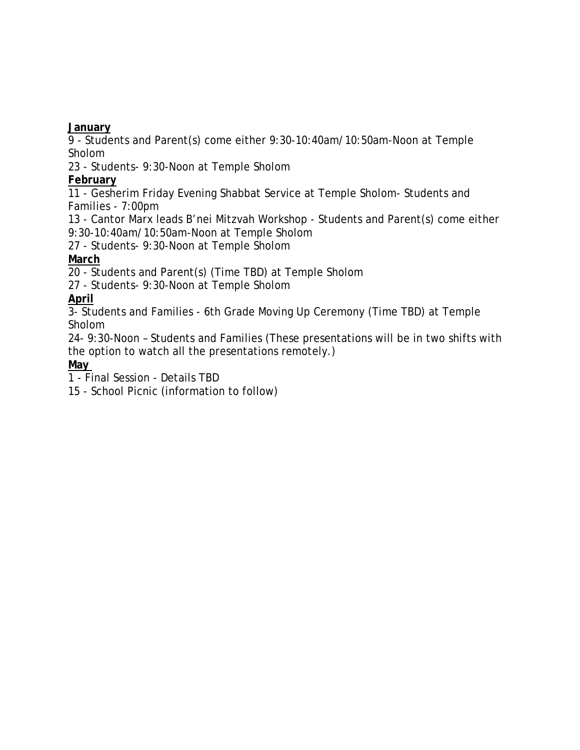**January**

9 - Students and Parent(s) come either 9:30-10:40am/10:50am-Noon at Temple Sholom

23 - Students- 9:30-Noon at Temple Sholom

**February**

11 - Gesherim Friday Evening Shabbat Service at Temple Sholom- Students and Families - 7:00pm

13 - Cantor Marx leads B'nei Mitzvah Workshop - Students and Parent(s) come either 9:30-10:40am/10:50am-Noon at Temple Sholom

27 - Students- 9:30-Noon at Temple Sholom

**March**

20 - Students and Parent(s) (Time TBD) at Temple Sholom

27 - Students- 9:30-Noon at Temple Sholom

**April**

3- Students and Families - 6th Grade Moving Up Ceremony (Time TBD) at Temple Sholom

24- 9:30-Noon – Students and Families (These presentations will be in two shifts with the option to watch all the presentations remotely.)

**May**

1 - Final Session - Details TBD

15 - School Picnic (information to follow)